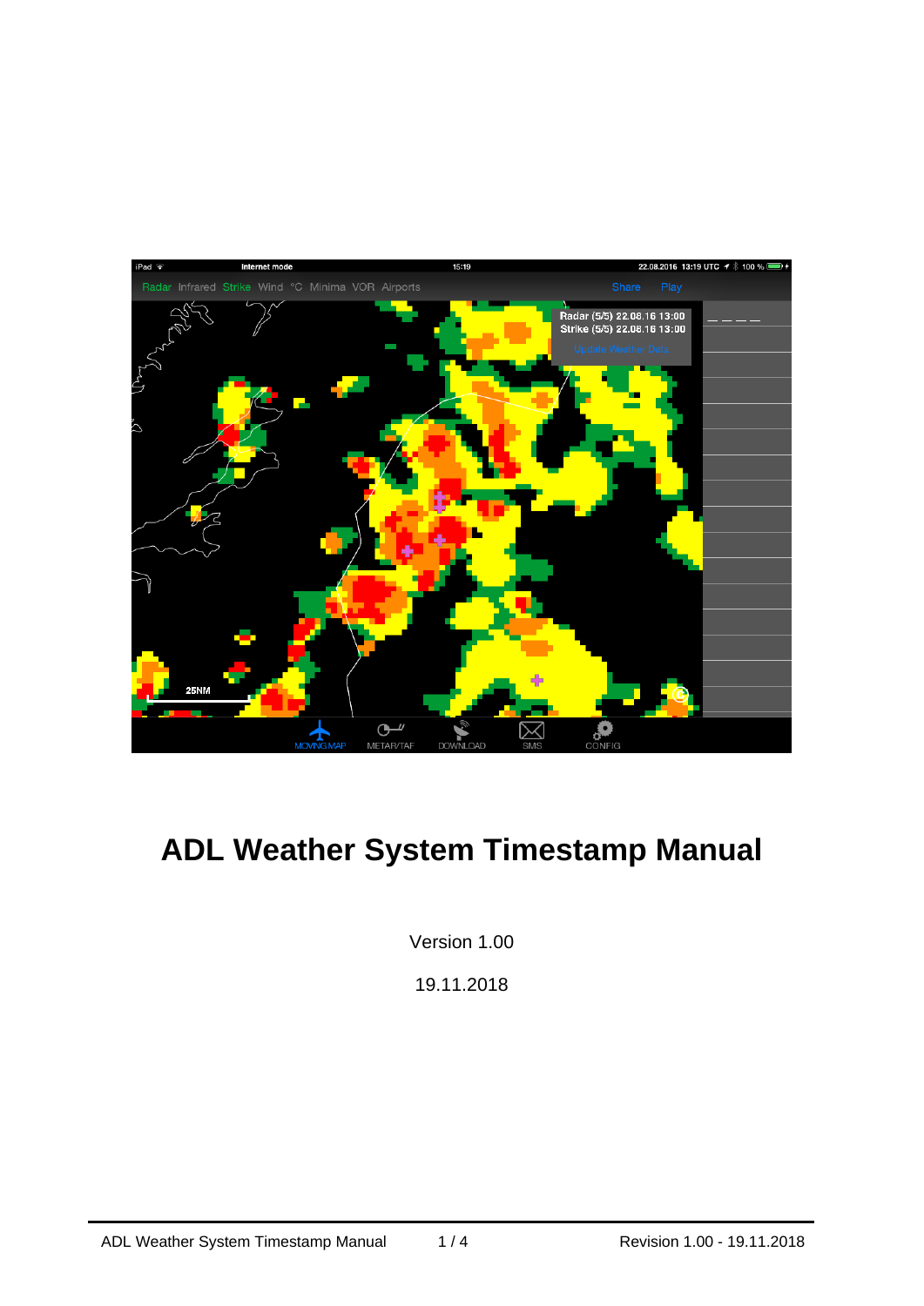# ADL Weather System Timestamp Manual

Version 1.00

19.11.2018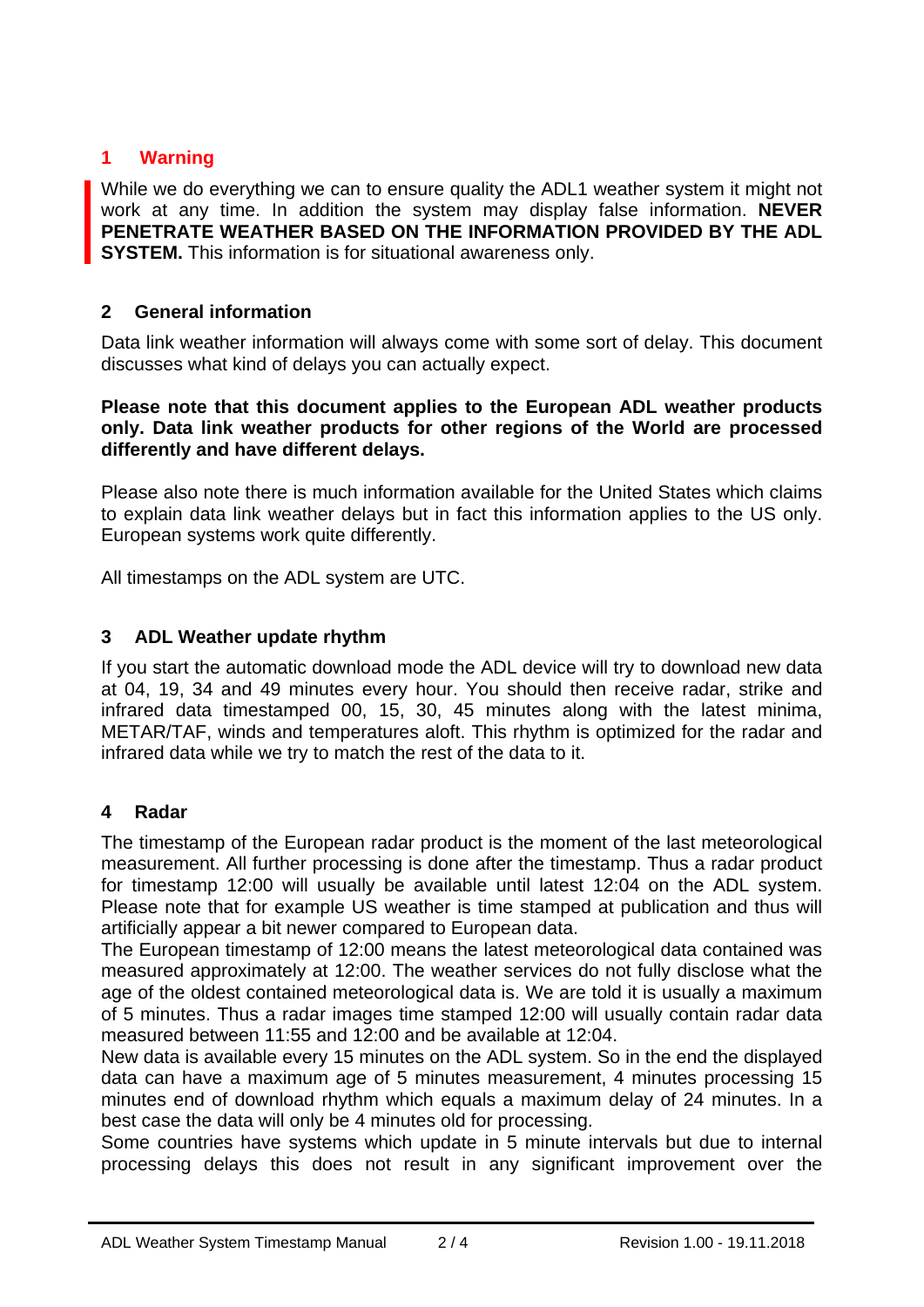## 1 Warning

While we do everything we can to ensure quality the ADL1 weather system it might not work at any time. In addition the system may display false information. **NEVER PENETRATE WEATHER BASED ON THE INFORMATION PROVIDED BY THE ADL SYSTEM.** This information is for situational awareness only.

## 2 General information

Data link weather information will always come with some sort of delay. This document discusses what kind of delays you can actually expect.

**Please note that this document applies to the European ADL weather products only. Data link weather products for other regions of the World are processed differently and have different delays.**

Please also note there is much information available for the United States which claims to explain data link weather delays but in fact this information applies to the US only. European systems work quite differently.

All timestamps on the ADL system are UTC.

## 3 ADL Weather update rhythm

If you start the automatic download mode the ADL device will try to download new data at 04, 19, 34 and 49 minutes every hour. You should then receive radar, strike and infrared data timestamped 00, 15, 30, 45 minutes along with the latest minima, METAR/TAF, winds and temperatures aloft. This rhythm is optimized for the radar and infrared data while we try to match the rest of the data to it.

## 4 Radar

The timestamp of the European radar product is the moment of the last meteorological measurement. All further processing is done after the timestamp. Thus a radar product for timestamp 12:00 will usually be available until latest 12:04 on the ADL system. Please note that for example US weather is time stamped at publication and thus will artificially appear a bit newer compared to European data.
The European timestamp of 12:00 means the latest meteorological data contained was measured approximately at 12:00. The weather services do not fully disclose what the age of the oldest contained meteorological data is. We are told it is usually a maximum of 5 minutes. Thus a radar images time stamped 12:00 will usually contain radar data measured between 11:55 and 12:00 and be available at 12:04.
New data is available every 15 minutes on the ADL system. So in the end the displayed data can have a maximum age of 5 minutes measurement, 4 minutes processing 15 minutes end of download rhythm which equals a maximum delay of 24 minutes. In a best case the data will only be 4 minutes old for processing.
Some countries have systems which update in 5 minute intervals but due to internal processing delays this does not result in any significant improvement over the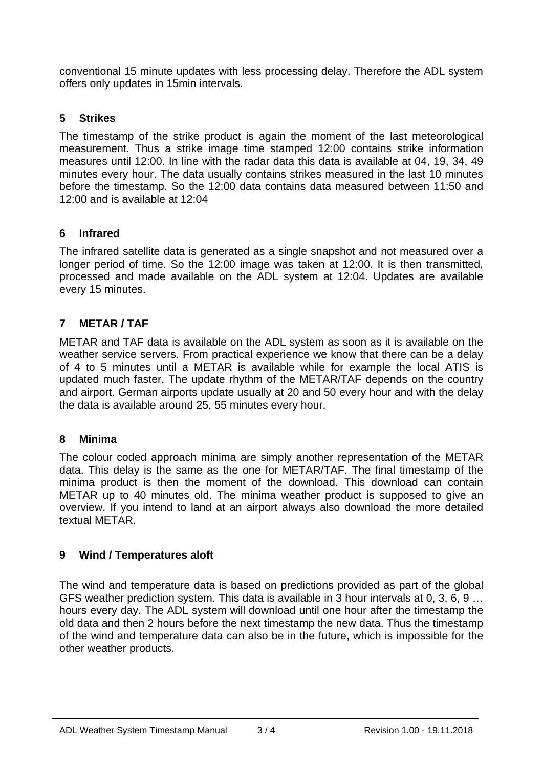conventional 15 minute updates with less processing delay. Therefore the ADL system offers only updates in 15min intervals.

## 5 Strikes

The timestamp of the strike product is again the moment of the last meteorological measurement. Thus a strike image time stamped 12:00 contains strike information measures until 12:00. In line with the radar data this data is available at 04, 19, 34, 49 minutes every hour. The data usually contains strikes measured in the last 10 minutes before the timestamp. So the 12:00 data contains data measured between 11:50 and 12:00 and is available at 12:04

## 6 Infrared

The infrared satellite data is generated as a single snapshot and not measured over a longer period of time. So the 12:00 image was taken at 12:00. It is then transmitted, processed and made available on the ADL system at 12:04. Updates are available every 15 minutes.

## 7 METAR / TAF

METAR and TAF data is available on the ADL system as soon as it is available on the weather service servers. From practical experience we know that there can be a delay of 4 to 5 minutes until a METAR is available while for example the local ATIS is updated much faster. The update rhythm of the METAR/TAF depends on the country and airport. German airports update usually at 20 and 50 every hour and with the delay the data is available around 25, 55 minutes every hour.

## 8 Minima

The colour coded approach minima are simply another representation of the METAR data. This delay is the same as the one for METAR/TAF. The final timestamp of the minima product is then the moment of the download. This download can contain METAR up to 40 minutes old. The minima weather product is supposed to give an overview. If you intend to land at an airport always also download the more detailed textual METAR.

## 9 Wind / Temperatures aloft

The wind and temperature data is based on predictions provided as part of the global GFS weather prediction system. This data is available in 3 hour intervals at 0, 3, 6, 9 … hours every day. The ADL system will download until one hour after the timestamp the old data and then 2 hours before the next timestamp the new data. Thus the timestamp of the wind and temperature data can also be in the future, which is impossible for the other weather products.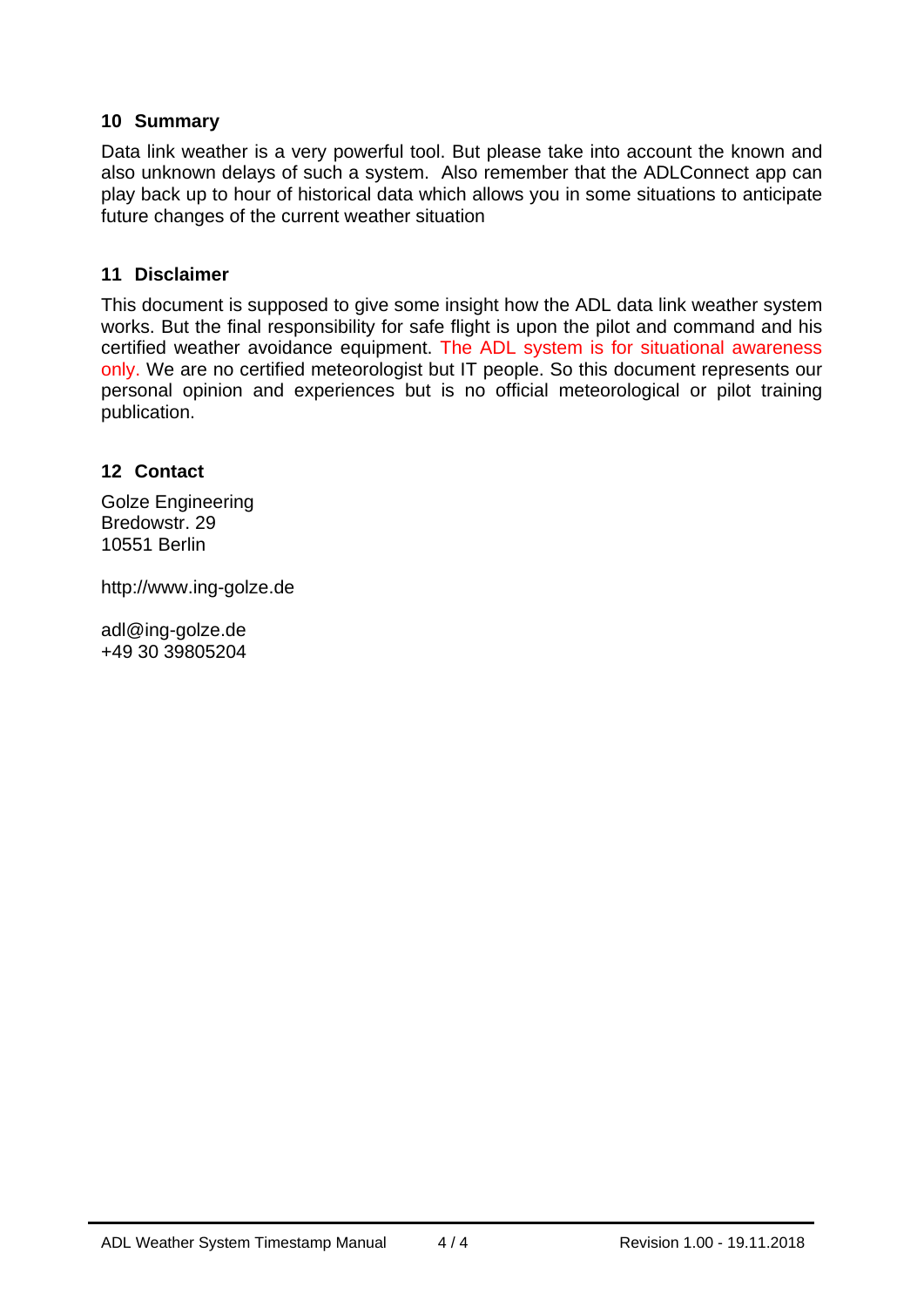## 10 Summary

Data link weather is a very powerful tool. But please take into account the known and also unknown delays of such a system. Also remember that the ADLConnect app can play back up to hour of historical data which allows you in some situations to anticipate future changes of the current weather situation

## 11 Disclaimer

This document is supposed to give some insight how the ADL data link weather system works. But the final responsibility for safe flight is upon the pilot and command and his certified weather avoidance equipment. The ADL system is for situational awareness only. We are no certified meteorologist but IT people. So this document represents our personal opinion and experiences but is no official meteorological or pilot training publication.

## 12 Contact

Golze Engineering
Bredowstr. 29
10551 Berlin

http://www.ing-golze.de

adl@ing-golze.de
+49 30 39805204